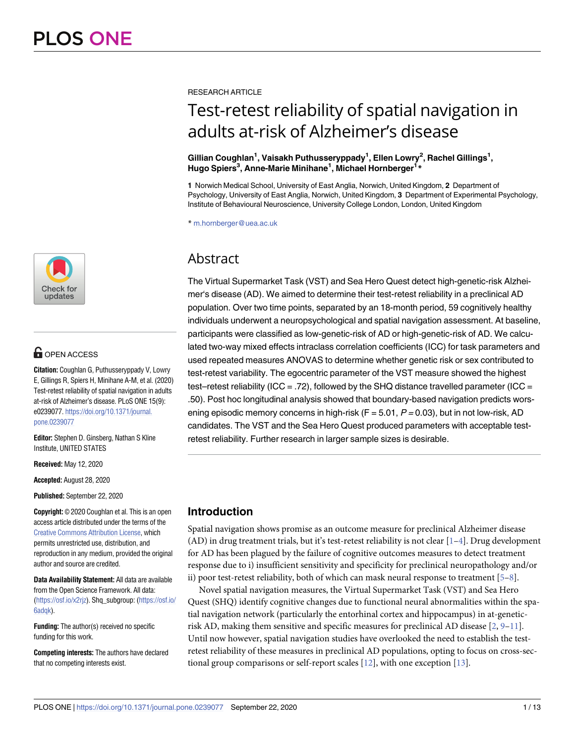RESEARCH ARTICLE

# Test-retest reliability of spatial navigation in adults at-risk of Alzheimer's disease

**Gillian Coughlan[1], Vaisakh Puthusseryppady[1], Ellen Lowry[2], Rachel Gillings[1], Hugo Spiers[3], Anne-Marie Minihane[1], Michael Hornberger[1]***

**1** Norwich Medical School, University of East Anglia, Norwich, United Kingdom, **2** Department of Psychology, University of East Anglia, Norwich, United Kingdom, **3** Department of Experimental Psychology, Institute of Behavioural Neuroscience, University College London, London, United Kingdom

* m.hornberger@uea.ac.uk

OPEN ACCESS

**Citation:** Coughlan G, Puthusseryppady V, Lowry E, Gillings R, Spiers H, Minihane A-M, et al. (2020) Test-retest reliability of spatial navigation in adults at-risk of Alzheimer's disease. PLoS ONE 15(9): e0239077. https://doi.org/10.1371/journal.pone.0239077

**Editor:** Stephen D. Ginsberg, Nathan S Kline Institute, UNITED STATES

**Received:** May 12, 2020

**Accepted:** August 28, 2020

**Published:** September 22, 2020

**Copyright:** © 2020 Coughlan et al. This is an open access article distributed under the terms of the Creative Commons Attribution License, which permits unrestricted use, distribution, and reproduction in any medium, provided the original author and source are credited.

**Data Availability Statement:** All data are available from the Open Science Framework. All data: (https://osf.io/x2rjz). Shq_subgroup: (https://osf.io/6adqk).

**Funding:** The author(s) received no specific funding for this work.

**Competing interests:** The authors have declared that no competing interests exist.

## Abstract

The Virtual Supermarket Task (VST) and Sea Hero Quest detect high-genetic-risk Alzheimer's disease (AD). We aimed to determine their test-retest reliability in a preclinical AD population. Over two time points, separated by an 18-month period, 59 cognitively healthy individuals underwent a neuropsychological and spatial navigation assessment. At baseline, participants were classified as low-genetic-risk of AD or high-genetic-risk of AD. We calculated two-way mixed effects intraclass correlation coefficients (ICC) for task parameters and used repeated measures ANOVAS to determine whether genetic risk or sex contributed to test-retest variability. The egocentric parameter of the VST measure showed the highest test–retest reliability (ICC = .72), followed by the SHQ distance travelled parameter (ICC = .50). Post hoc longitudinal analysis showed that boundary-based navigation predicts worsening episodic memory concerns in high-risk ($F = 5.01$, $P = 0.03$), but in not low-risk, AD candidates. The VST and the Sea Hero Quest produced parameters with acceptable test-retest reliability. Further research in larger sample sizes is desirable.

## Introduction

Spatial navigation shows promise as an outcome measure for preclinical Alzheimer disease (AD) in drug treatment trials, but it's test-retest reliability is not clear [1–4]. Drug development for AD has been plagued by the failure of cognitive outcomes measures to detect treatment response due to i) insufficient sensitivity and specificity for preclinical neuropathology and/or ii) poor test-retest reliability, both of which can mask neural response to treatment [5–8].

Novel spatial navigation measures, the Virtual Supermarket Task (VST) and Sea Hero Quest (SHQ) identify cognitive changes due to functional neural abnormalities within the spatial navigation network (particularly the entorhinal cortex and hippocampus) in at-genetic-risk AD, making them sensitive and specific measures for preclinical AD disease [2, 9–11]. Until now however, spatial navigation studies have overlooked the need to establish the test-retest reliability of these measures in preclinical AD populations, opting to focus on cross-sectional group comparisons or self-report scales [12], with one exception [13].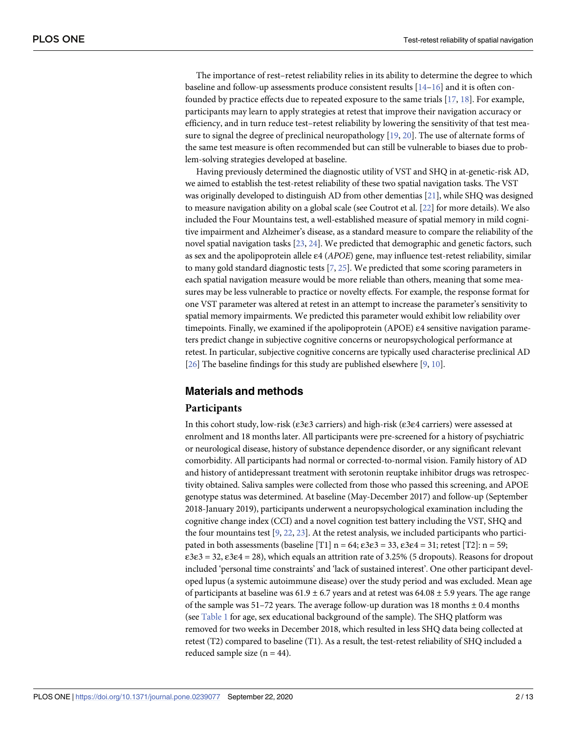The importance of rest–retest reliability relies in its ability to determine the degree to which baseline and follow-up assessments produce consistent results [14–16] and it is often confounded by practice effects due to repeated exposure to the same trials [17, 18]. For example, participants may learn to apply strategies at retest that improve their navigation accuracy or efficiency, and in turn reduce test–retest reliability by lowering the sensitivity of that test measure to signal the degree of preclinical neuropathology [19, 20]. The use of alternate forms of the same test measure is often recommended but can still be vulnerable to biases due to problem-solving strategies developed at baseline.

Having previously determined the diagnostic utility of VST and SHQ in at-genetic-risk AD, we aimed to establish the test-retest reliability of these two spatial navigation tasks. The VST was originally developed to distinguish AD from other dementias [21], while SHQ was designed to measure navigation ability on a global scale (see Coutrot et al. [22] for more details). We also included the Four Mountains test, a well-established measure of spatial memory in mild cognitive impairment and Alzheimer's disease, as a standard measure to compare the reliability of the novel spatial navigation tasks [23, 24]. We predicted that demographic and genetic factors, such as sex and the apolipoprotein allele ε4 (*APOE*) gene, may influence test-retest reliability, similar to many gold standard diagnostic tests [7, 25]. We predicted that some scoring parameters in each spatial navigation measure would be more reliable than others, meaning that some measures may be less vulnerable to practice or novelty effects. For example, the response format for one VST parameter was altered at retest in an attempt to increase the parameter's sensitivity to spatial memory impairments. We predicted this parameter would exhibit low reliability over timepoints. Finally, we examined if the apolipoprotein (APOE) ε4 sensitive navigation parameters predict change in subjective cognitive concerns or neuropsychological performance at retest. In particular, subjective cognitive concerns are typically used characterise preclinical AD [26] The baseline findings for this study are published elsewhere [9, 10].

## Materials and methods

### Participants

In this cohort study, low-risk (ε3ε3 carriers) and high-risk (ε3ε4 carriers) were assessed at enrolment and 18 months later. All participants were pre-screened for a history of psychiatric or neurological disease, history of substance dependence disorder, or any significant relevant comorbidity. All participants had normal or corrected-to-normal vision. Family history of AD and history of antidepressant treatment with serotonin reuptake inhibitor drugs was retrospectivity obtained. Saliva samples were collected from those who passed this screening, and APOE genotype status was determined. At baseline (May-December 2017) and follow-up (September 2018-January 2019), participants underwent a neuropsychological examination including the cognitive change index (CCI) and a novel cognition test battery including the VST, SHQ and the four mountains test [9, 22, 23]. At the retest analysis, we included participants who participated in both assessments (baseline [T1] n = 64; ε3ε3 = 33, ε3ε4 = 31; retest [T2]: n = 59; ε3ε3 = 32, ε3ε4 = 28), which equals an attrition rate of 3.25% (5 dropouts). Reasons for dropout included 'personal time constraints' and 'lack of sustained interest'. One other participant developed lupus (a systemic autoimmune disease) over the study period and was excluded. Mean age of participants at baseline was 61.9 ± 6.7 years and at retest was 64.08 ± 5.9 years. The age range of the sample was 51–72 years. The average follow-up duration was 18 months ± 0.4 months (see Table 1 for age, sex educational background of the sample). The SHQ platform was removed for two weeks in December 2018, which resulted in less SHQ data being collected at retest (T2) compared to baseline (T1). As a result, the test-retest reliability of SHQ included a reduced sample size (n = 44).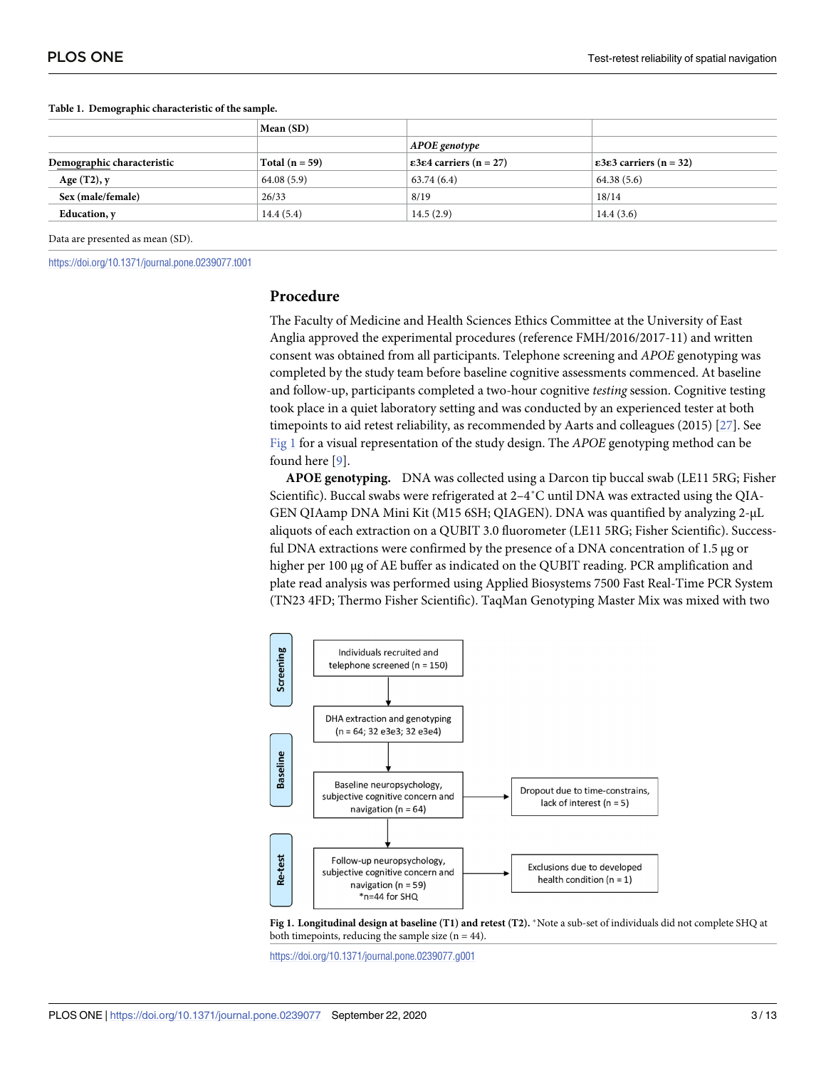**Table 1. Demographic characteristic of the sample.**

| | Mean (SD) | | |
|---|---|---|---|
| | | *APOE genotype* | |
| **Demographic characteristic** | **Total (n = 59)** | **ε3ε4 carriers (n = 27)** | **ε3ε3 carriers (n = 32)** |
| **Age (T2), y** | 64.08 (5.9) | 63.74 (6.4) | 64.38 (5.6) |
| **Sex (male/female)** | 26/33 | 8/19 | 18/14 |
| **Education, y** | 14.4 (5.4) | 14.5 (2.9) | 14.4 (3.6) |

Data are presented as mean (SD).

https://doi.org/10.1371/journal.pone.0239077.t001

## Procedure

The Faculty of Medicine and Health Sciences Ethics Committee at the University of East Anglia approved the experimental procedures (reference FMH/2016/2017-11) and written consent was obtained from all participants. Telephone screening and *APOE* genotyping was completed by the study team before baseline cognitive assessments commenced. At baseline and follow-up, participants completed a two-hour cognitive *testing* session. Cognitive testing took place in a quiet laboratory setting and was conducted by an experienced tester at both timepoints to aid retest reliability, as recommended by Aarts and colleagues (2015) [27]. See Fig 1 for a visual representation of the study design. The *APOE* genotyping method can be found here [9].

**APOE genotyping.** DNA was collected using a Darcon tip buccal swab (LE11 5RG; Fisher Scientific). Buccal swabs were refrigerated at 2–4˚C until DNA was extracted using the QIAGEN QIAamp DNA Mini Kit (M15 6SH; QIAGEN). DNA was quantified by analyzing 2-μL aliquots of each extraction on a QUBIT 3.0 fluorometer (LE11 5RG; Fisher Scientific). Successful DNA extractions were confirmed by the presence of a DNA concentration of 1.5 μg or higher per 100 μg of AE buffer as indicated on the QUBIT reading. PCR amplification and plate read analysis was performed using Applied Biosystems 7500 Fast Real-Time PCR System (TN23 4FD; Thermo Fisher Scientific). TaqMan Genotyping Master Mix was mixed with two

Screening: Individuals recruited and telephone screened (n = 150) → DHA extraction and genotyping (n = 64; 32 e3e3; 32 e3e4)

Baseline: Baseline neuropsychology, subjective cognitive concern and navigation (n = 64) → Dropout due to time-constrains, lack of interest (n = 5)

Re-test: Follow-up neuropsychology, subjective cognitive concern and navigation (n = 59) *n=44 for SHQ → Exclusions due to developed health condition (n = 1)

**Fig 1. Longitudinal design at baseline (T1) and retest (T2).** *Note a sub-set of individuals did not complete SHQ at both timepoints, reducing the sample size (n = 44).

https://doi.org/10.1371/journal.pone.0239077.g001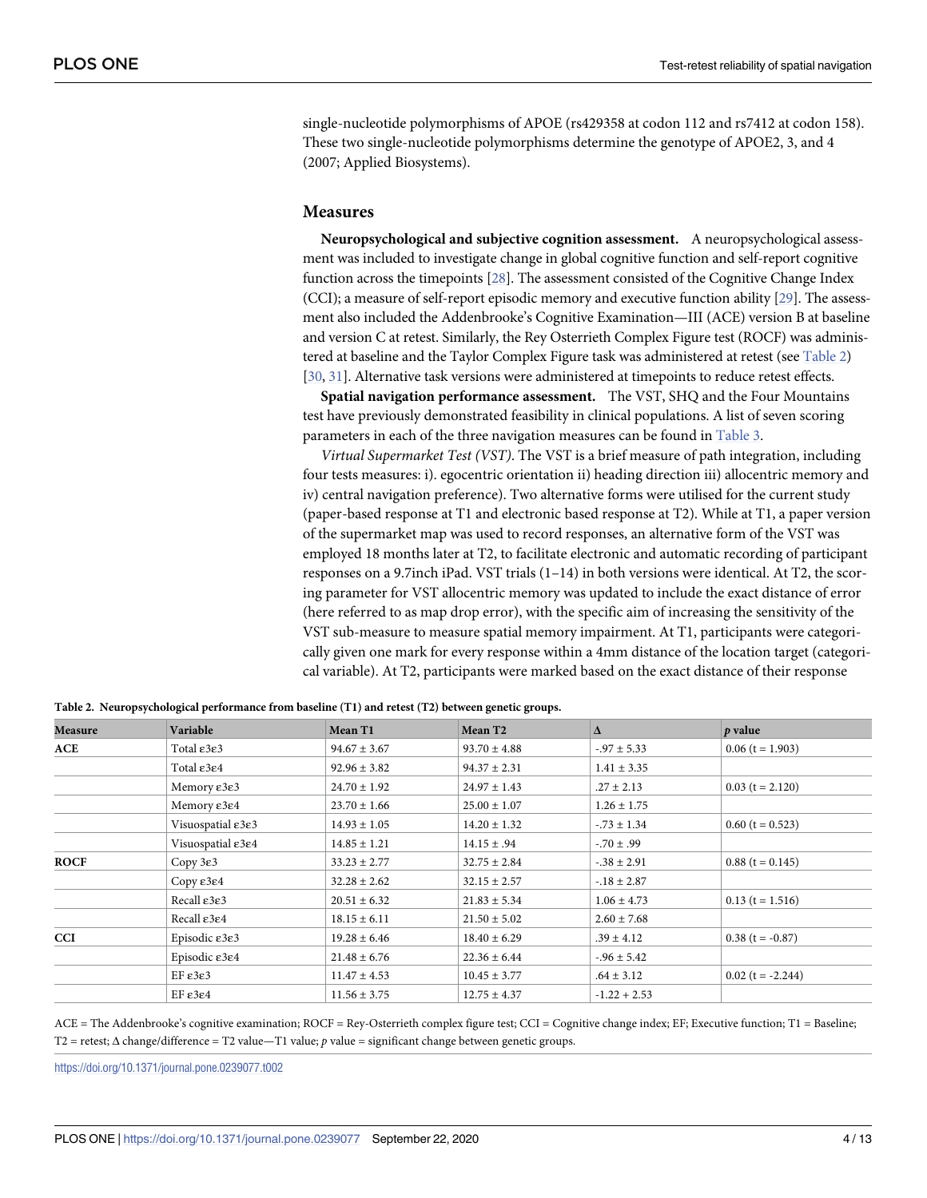single-nucleotide polymorphisms of APOE (rs429358 at codon 112 and rs7412 at codon 158). These two single-nucleotide polymorphisms determine the genotype of APOE2, 3, and 4 (2007; Applied Biosystems).

## Measures

**Neuropsychological and subjective cognition assessment.** A neuropsychological assessment was included to investigate change in global cognitive function and self-report cognitive function across the timepoints [28]. The assessment consisted of the Cognitive Change Index (CCI); a measure of self-report episodic memory and executive function ability [29]. The assessment also included the Addenbrooke's Cognitive Examination—III (ACE) version B at baseline and version C at retest. Similarly, the Rey Osterrieth Complex Figure test (ROCF) was administered at baseline and the Taylor Complex Figure task was administered at retest (see Table 2) [30, 31]. Alternative task versions were administered at timepoints to reduce retest effects.

**Spatial navigation performance assessment.** The VST, SHQ and the Four Mountains test have previously demonstrated feasibility in clinical populations. A list of seven scoring parameters in each of the three navigation measures can be found in Table 3.

*Virtual Supermarket Test (VST)*. The VST is a brief measure of path integration, including four tests measures: i). egocentric orientation ii) heading direction iii) allocentric memory and iv) central navigation preference). Two alternative forms were utilised for the current study (paper-based response at T1 and electronic based response at T2). While at T1, a paper version of the supermarket map was used to record responses, an alternative form of the VST was employed 18 months later at T2, to facilitate electronic and automatic recording of participant responses on a 9.7inch iPad. VST trials (1–14) in both versions were identical. At T2, the scoring parameter for VST allocentric memory was updated to include the exact distance of error (here referred to as map drop error), with the specific aim of increasing the sensitivity of the VST sub-measure to measure spatial memory impairment. At T1, participants were categorically given one mark for every response within a 4mm distance of the location target (categorical variable). At T2, participants were marked based on the exact distance of their response

**Table 2. Neuropsychological performance from baseline (T1) and retest (T2) between genetic groups.**

| Measure | Variable | Mean T1 | Mean T2 | Δ | *p* value |
|---|---|---|---|---|---|
| **ACE** | Total ε3ε3 | 94.67 ± 3.67 | 93.70 ± 4.88 | -.97 ± 5.33 | 0.06 (t = 1.903) |
| | Total ε3ε4 | 92.96 ± 3.82 | 94.37 ± 2.31 | 1.41 ± 3.35 | |
| | Memory ε3ε3 | 24.70 ± 1.92 | 24.97 ± 1.43 | .27 ± 2.13 | 0.03 (t = 2.120) |
| | Memory ε3ε4 | 23.70 ± 1.66 | 25.00 ± 1.07 | 1.26 ± 1.75 | |
| | Visuospatial ε3ε3 | 14.93 ± 1.05 | 14.20 ± 1.32 | -.73 ± 1.34 | 0.60 (t = 0.523) |
| | Visuospatial ε3ε4 | 14.85 ± 1.21 | 14.15 ± .94 | -.70 ± .99 | |
| **ROCF** | Copy 3ε3 | 33.23 ± 2.77 | 32.75 ± 2.84 | -.38 ± 2.91 | 0.88 (t = 0.145) |
| | Copy ε3ε4 | 32.28 ± 2.62 | 32.15 ± 2.57 | -.18 ± 2.87 | |
| | Recall ε3ε3 | 20.51 ± 6.32 | 21.83 ± 5.34 | 1.06 ± 4.73 | 0.13 (t = 1.516) |
| | Recall ε3ε4 | 18.15 ± 6.11 | 21.50 ± 5.02 | 2.60 ± 7.68 | |
| **CCI** | Episodic ε3ε3 | 19.28 ± 6.46 | 18.40 ± 6.29 | .39 ± 4.12 | 0.38 (t = -0.87) |
| | Episodic ε3ε4 | 21.48 ± 6.76 | 22.36 ± 6.44 | -.96 ± 5.42 | |
| | EF ε3ε3 | 11.47 ± 4.53 | 10.45 ± 3.77 | .64 ± 3.12 | 0.02 (t = -2.244) |
| | EF ε3ε4 | 11.56 ± 3.75 | 12.75 ± 4.37 | -1.22 + 2.53 | |

ACE = The Addenbrooke's cognitive examination; ROCF = Rey-Osterrieth complex figure test; CCI = Cognitive change index; EF; Executive function; T1 = Baseline; T2 = retest; Δ change/difference = T2 value—T1 value; *p* value = significant change between genetic groups.

https://doi.org/10.1371/journal.pone.0239077.t002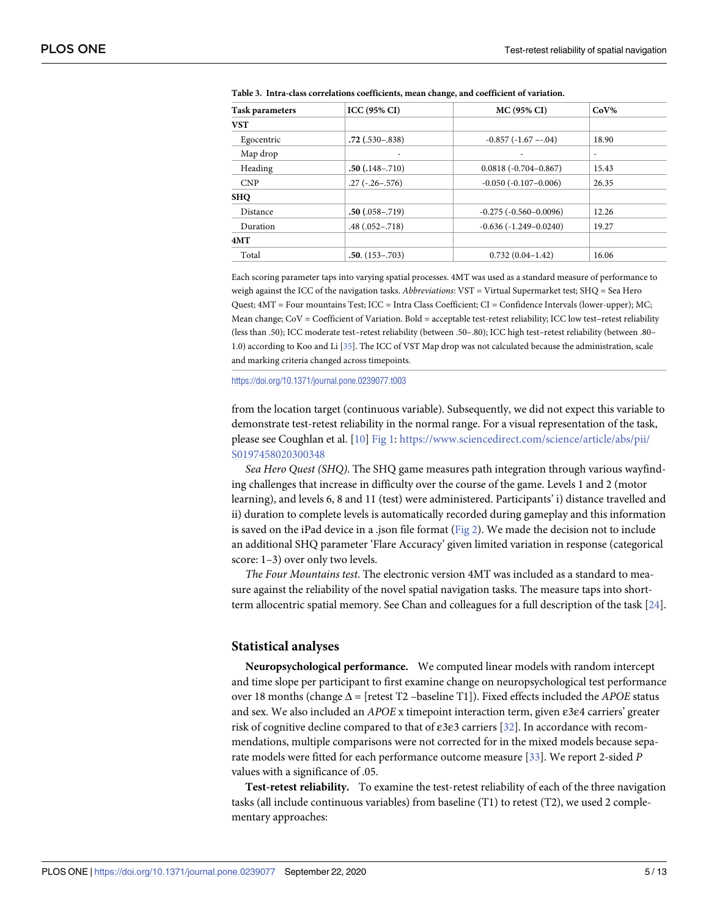**Table 3. Intra-class correlations coefficients, mean change, and coefficient of variation.**

| Task parameters | ICC (95% CI) | MC (95% CI) | CoV% |
|---|---|---|---|
| **VST** | | | |
| Egocentric | **.72** (.530–.838) | -0.857 (-1.67 –-.04) | 18.90 |
| Map drop | - | - | - |
| Heading | **.50** (.148–.710) | 0.0818 (-0.704–0.867) | 15.43 |
| CNP | .27 (-.26–.576) | -0.050 (-0.107–0.006) | 26.35 |
| **SHQ** | | | |
| Distance | **.50** (.058–.719) | -0.275 (-0.560–0.0096) | 12.26 |
| Duration | .48 (.052–.718) | -0.636 (-1.249–0.0240) | 19.27 |
| **4MT** | | | |
| Total | **.50**. (153–.703) | 0.732 (0.04–1.42) | 16.06 |

Each scoring parameter taps into varying spatial processes. 4MT was used as a standard measure of performance to weigh against the ICC of the navigation tasks. *Abbreviations*: VST = Virtual Supermarket test; SHQ = Sea Hero Quest; 4MT = Four mountains Test; ICC = Intra Class Coefficient; CI = Confidence Intervals (lower-upper); MC; Mean change; CoV = Coefficient of Variation. Bold = acceptable test-retest reliability; ICC low test–retest reliability (less than .50); ICC moderate test–retest reliability (between .50–.80); ICC high test–retest reliability (between .80–1.0) according to Koo and Li [35]. The ICC of VST Map drop was not calculated because the administration, scale and marking criteria changed across timepoints.

https://doi.org/10.1371/journal.pone.0239077.t003

from the location target (continuous variable). Subsequently, we did not expect this variable to demonstrate test-retest reliability in the normal range. For a visual representation of the task, please see Coughlan et al. [10] Fig 1: https://www.sciencedirect.com/science/article/abs/pii/S0197458020300348

*Sea Hero Quest (SHQ)*. The SHQ game measures path integration through various wayfinding challenges that increase in difficulty over the course of the game. Levels 1 and 2 (motor learning), and levels 6, 8 and 11 (test) were administered. Participants' i) distance travelled and ii) duration to complete levels is automatically recorded during gameplay and this information is saved on the iPad device in a .json file format (Fig 2). We made the decision not to include an additional SHQ parameter 'Flare Accuracy' given limited variation in response (categorical score: 1–3) over only two levels.

*The Four Mountains test*. The electronic version 4MT was included as a standard to measure against the reliability of the novel spatial navigation tasks. The measure taps into short-term allocentric spatial memory. See Chan and colleagues for a full description of the task [24].

## Statistical analyses

**Neuropsychological performance.** We computed linear models with random intercept and time slope per participant to first examine change on neuropsychological test performance over 18 months (change $\Delta$ = [retest T2 –baseline T1]). Fixed effects included the *APOE* status and sex. We also included an *APOE* x timepoint interaction term, given ε3ε4 carriers' greater risk of cognitive decline compared to that of ε3ε3 carriers [32]. In accordance with recommendations, multiple comparisons were not corrected for in the mixed models because separate models were fitted for each performance outcome measure [33]. We report 2-sided *P* values with a significance of .05.

**Test-retest reliability.** To examine the test-retest reliability of each of the three navigation tasks (all include continuous variables) from baseline (T1) to retest (T2), we used 2 complementary approaches: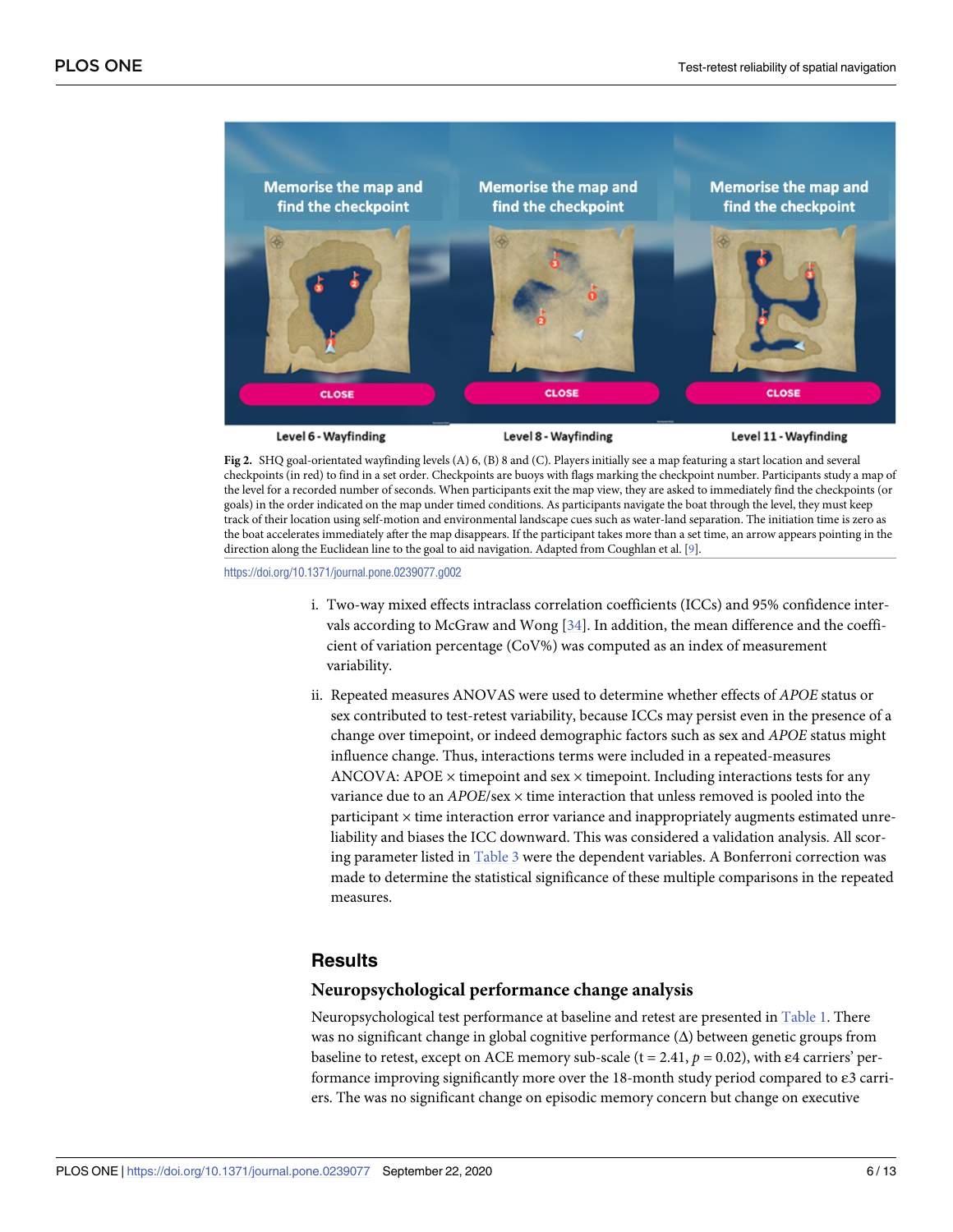**Fig 2.** SHQ goal-orientated wayfinding levels (A) 6, (B) 8 and (C). Players initially see a map featuring a start location and several checkpoints (in red) to find in a set order. Checkpoints are buoys with flags marking the checkpoint number. Participants study a map of the level for a recorded number of seconds. When participants exit the map view, they are asked to immediately find the checkpoints (or goals) in the order indicated on the map under timed conditions. As participants navigate the boat through the level, they must keep track of their location using self-motion and environmental landscape cues such as water-land separation. The initiation time is zero as the boat accelerates immediately after the map disappears. If the participant takes more than a set time, an arrow appears pointing in the direction along the Euclidean line to the goal to aid navigation. Adapted from Coughlan et al. [9].

https://doi.org/10.1371/journal.pone.0239077.g002

i. Two-way mixed effects intraclass correlation coefficients (ICCs) and 95% confidence intervals according to McGraw and Wong [34]. In addition, the mean difference and the coefficient of variation percentage (CoV%) was computed as an index of measurement variability.

ii. Repeated measures ANOVAS were used to determine whether effects of *APOE* status or sex contributed to test-retest variability, because ICCs may persist even in the presence of a change over timepoint, or indeed demographic factors such as sex and *APOE* status might influence change. Thus, interactions terms were included in a repeated-measures ANCOVA: APOE × timepoint and sex × timepoint. Including interactions tests for any variance due to an *APOE*/sex × time interaction that unless removed is pooled into the participant × time interaction error variance and inappropriately augments estimated unreliability and biases the ICC downward. This was considered a validation analysis. All scoring parameter listed in Table 3 were the dependent variables. A Bonferroni correction was made to determine the statistical significance of these multiple comparisons in the repeated measures.

## Results

### Neuropsychological performance change analysis

Neuropsychological test performance at baseline and retest are presented in Table 1. There was no significant change in global cognitive performance (Δ) between genetic groups from baseline to retest, except on ACE memory sub-scale ($t = 2.41$, $p = 0.02$), with ε4 carriers' performance improving significantly more over the 18-month study period compared to ε3 carriers. The was no significant change on episodic memory concern but change on executive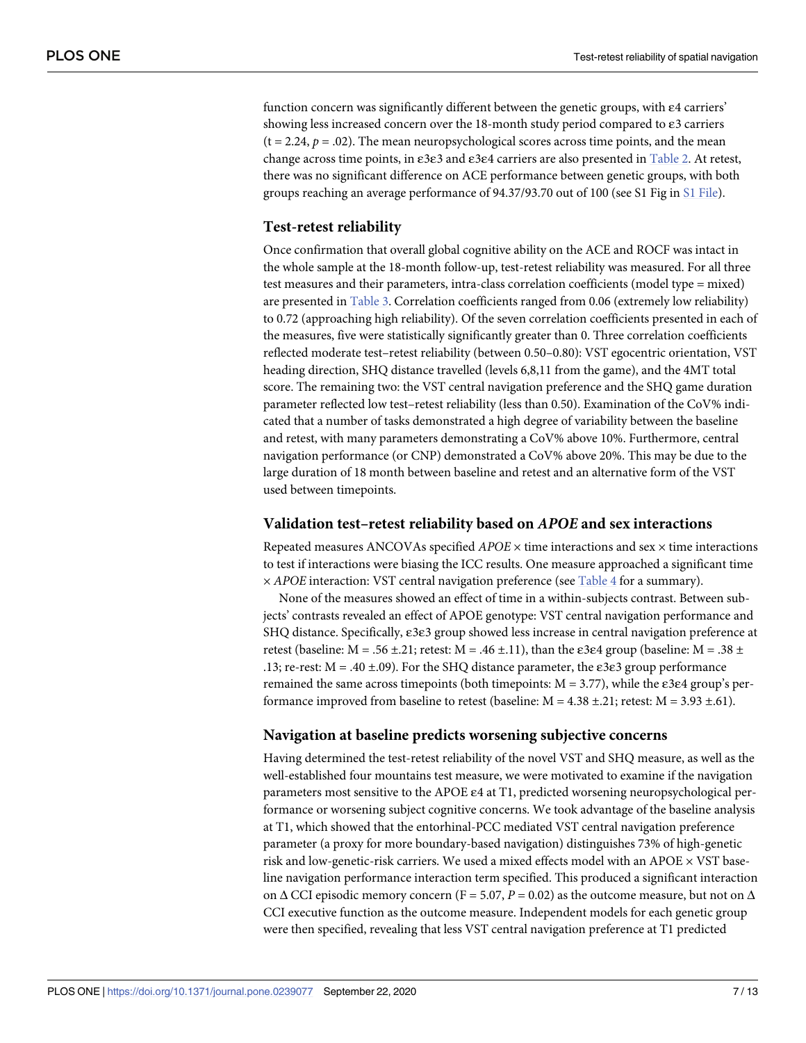function concern was significantly different between the genetic groups, with ε4 carriers' showing less increased concern over the 18-month study period compared to ε3 carriers ($t = 2.24$, $p = .02$). The mean neuropsychological scores across time points, and the mean change across time points, in ε3ε3 and ε3ε4 carriers are also presented in Table 2. At retest, there was no significant difference on ACE performance between genetic groups, with both groups reaching an average performance of 94.37/93.70 out of 100 (see S1 Fig in S1 File).

## Test-retest reliability

Once confirmation that overall global cognitive ability on the ACE and ROCF was intact in the whole sample at the 18-month follow-up, test-retest reliability was measured. For all three test measures and their parameters, intra-class correlation coefficients (model type = mixed) are presented in Table 3. Correlation coefficients ranged from 0.06 (extremely low reliability) to 0.72 (approaching high reliability). Of the seven correlation coefficients presented in each of the measures, five were statistically significantly greater than 0. Three correlation coefficients reflected moderate test–retest reliability (between 0.50–0.80): VST egocentric orientation, VST heading direction, SHQ distance travelled (levels 6,8,11 from the game), and the 4MT total score. The remaining two: the VST central navigation preference and the SHQ game duration parameter reflected low test–retest reliability (less than 0.50). Examination of the CoV% indicated that a number of tasks demonstrated a high degree of variability between the baseline and retest, with many parameters demonstrating a CoV% above 10%. Furthermore, central navigation performance (or CNP) demonstrated a CoV% above 20%. This may be due to the large duration of 18 month between baseline and retest and an alternative form of the VST used between timepoints.

## Validation test–retest reliability based on *APOE* and sex interactions

Repeated measures ANCOVAs specified *APOE* × time interactions and sex × time interactions to test if interactions were biasing the ICC results. One measure approached a significant time × *APOE* interaction: VST central navigation preference (see Table 4 for a summary).

None of the measures showed an effect of time in a within-subjects contrast. Between subjects' contrasts revealed an effect of APOE genotype: VST central navigation performance and SHQ distance. Specifically, ε3ε3 group showed less increase in central navigation preference at retest (baseline: $M = .56 \pm .21$; retest: $M = .46 \pm .11$), than the ε3ε4 group (baseline: $M = .38 \pm .13$; re-rest: $M = .40 \pm .09$). For the SHQ distance parameter, the ε3ε3 group performance remained the same across timepoints (both timepoints: $M = 3.77$), while the ε3ε4 group's performance improved from baseline to retest (baseline: $M = 4.38 \pm .21$; retest: $M = 3.93 \pm .61$).

## Navigation at baseline predicts worsening subjective concerns

Having determined the test-retest reliability of the novel VST and SHQ measure, as well as the well-established four mountains test measure, we were motivated to examine if the navigation parameters most sensitive to the APOE ε4 at T1, predicted worsening neuropsychological performance or worsening subject cognitive concerns. We took advantage of the baseline analysis at T1, which showed that the entorhinal-PCC mediated VST central navigation preference parameter (a proxy for more boundary-based navigation) distinguishes 73% of high-genetic risk and low-genetic-risk carriers. We used a mixed effects model with an APOE × VST baseline navigation performance interaction term specified. This produced a significant interaction on Δ CCI episodic memory concern ($F = 5.07$, $P = 0.02$) as the outcome measure, but not on Δ CCI executive function as the outcome measure. Independent models for each genetic group were then specified, revealing that less VST central navigation preference at T1 predicted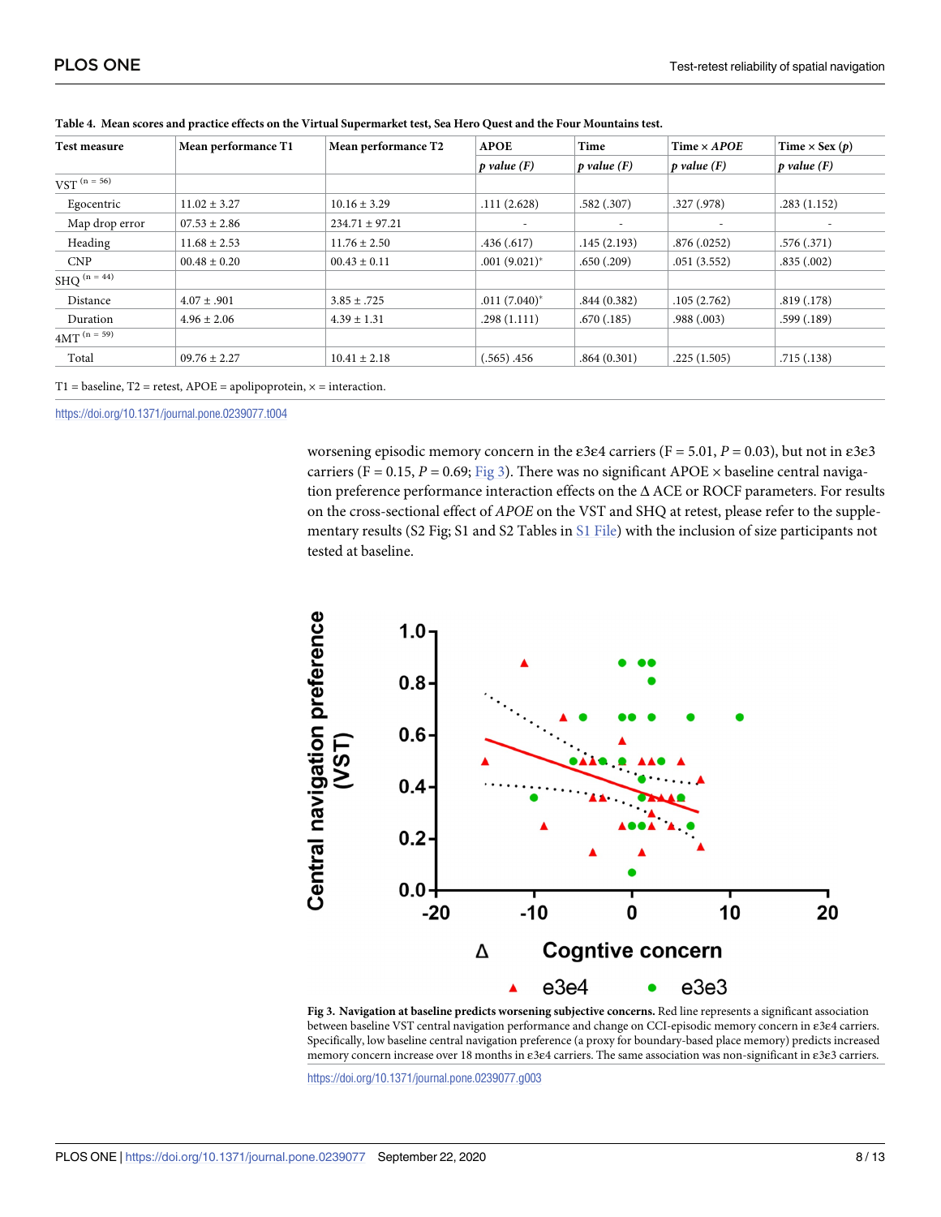**Table 4. Mean scores and practice effects on the Virtual Supermarket test, Sea Hero Quest and the Four Mountains test.**

| Test measure | Mean performance T1 | Mean performance T2 | APOE | Time | Time × *APOE* | Time × Sex (*p*) |
|---|---|---|---|---|---|---|
| | | | *p value (F)* | *p value (F)* | *p value (F)* | *p value (F)* |
| VST [(n = 56)] | | | | | | |
| Egocentric | 11.02 ± 3.27 | 10.16 ± 3.29 | .111 (2.628) | .582 (.307) | .327 (.978) | .283 (1.152) |
| Map drop error | 07.53 ± 2.86 | 234.71 ± 97.21 | - | - | - | - |
| Heading | 11.68 ± 2.53 | 11.76 ± 2.50 | .436 (.617) | .145 (2.193) | .876 (.0252) | .576 (.371) |
| CNP | 00.48 ± 0.20 | 00.43 ± 0.11 | .001 (9.021)* | .650 (.209) | .051 (3.552) | .835 (.002) |
| SHQ [(n = 44)] | | | | | | |
| Distance | 4.07 ± .901 | 3.85 ± .725 | .011 (7.040)* | .844 (0.382) | .105 (2.762) | .819 (.178) |
| Duration | 4.96 ± 2.06 | 4.39 ± 1.31 | .298 (1.111) | .670 (.185) | .988 (.003) | .599 (.189) |
| 4MT [(n = 59)] | | | | | | |
| Total | 09.76 ± 2.27 | 10.41 ± 2.18 | (.565) .456 | .864 (0.301) | .225 (1.505) | .715 (.138) |

T1 = baseline, T2 = retest, APOE = apolipoprotein, × = interaction.

https://doi.org/10.1371/journal.pone.0239077.t004

worsening episodic memory concern in the ε3ε4 carriers (F = 5.01, *P* = 0.03), but not in ε3ε3 carriers (F = 0.15, *P* = 0.69; Fig 3). There was no significant APOE × baseline central navigation preference performance interaction effects on the Δ ACE or ROCF parameters. For results on the cross-sectional effect of *APOE* on the VST and SHQ at retest, please refer to the supplementary results (S2 Fig; S1 and S2 Tables in S1 File) with the inclusion of size participants not tested at baseline.

**Fig 3. Navigation at baseline predicts worsening subjective concerns.** Red line represents a significant association between baseline VST central navigation performance and change on CCI-episodic memory concern in ε3ε4 carriers. Specifically, low baseline central navigation preference (a proxy for boundary-based place memory) predicts increased memory concern increase over 18 months in ε3ε4 carriers. The same association was non-significant in ε3ε3 carriers.

https://doi.org/10.1371/journal.pone.0239077.g003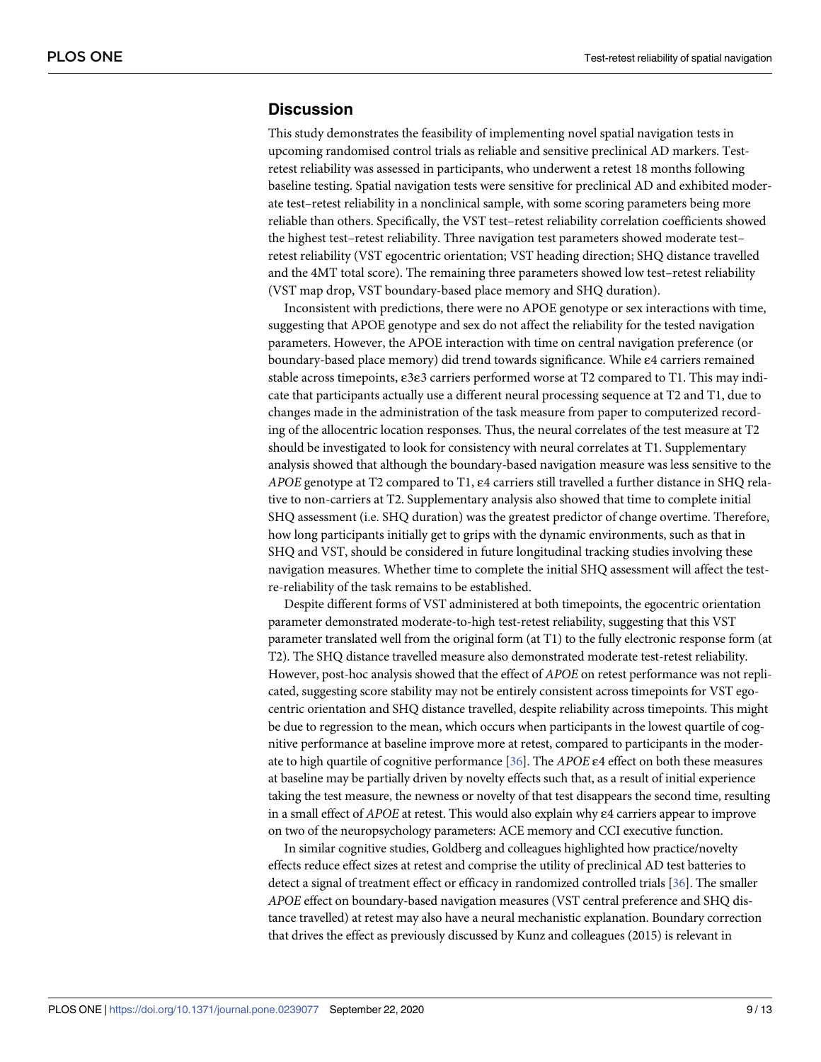## Discussion

This study demonstrates the feasibility of implementing novel spatial navigation tests in upcoming randomised control trials as reliable and sensitive preclinical AD markers. Test-retest reliability was assessed in participants, who underwent a retest 18 months following baseline testing. Spatial navigation tests were sensitive for preclinical AD and exhibited moderate test–retest reliability in a nonclinical sample, with some scoring parameters being more reliable than others. Specifically, the VST test–retest reliability correlation coefficients showed the highest test–retest reliability. Three navigation test parameters showed moderate test–retest reliability (VST egocentric orientation; VST heading direction; SHQ distance travelled and the 4MT total score). The remaining three parameters showed low test–retest reliability (VST map drop, VST boundary-based place memory and SHQ duration).

Inconsistent with predictions, there were no APOE genotype or sex interactions with time, suggesting that APOE genotype and sex do not affect the reliability for the tested navigation parameters. However, the APOE interaction with time on central navigation preference (or boundary-based place memory) did trend towards significance. While ε4 carriers remained stable across timepoints, ε3ε3 carriers performed worse at T2 compared to T1. This may indicate that participants actually use a different neural processing sequence at T2 and T1, due to changes made in the administration of the task measure from paper to computerized recording of the allocentric location responses. Thus, the neural correlates of the test measure at T2 should be investigated to look for consistency with neural correlates at T1. Supplementary analysis showed that although the boundary-based navigation measure was less sensitive to the *APOE* genotype at T2 compared to T1, ε4 carriers still travelled a further distance in SHQ relative to non-carriers at T2. Supplementary analysis also showed that time to complete initial SHQ assessment (i.e. SHQ duration) was the greatest predictor of change overtime. Therefore, how long participants initially get to grips with the dynamic environments, such as that in SHQ and VST, should be considered in future longitudinal tracking studies involving these navigation measures. Whether time to complete the initial SHQ assessment will affect the test-re-reliability of the task remains to be established.

Despite different forms of VST administered at both timepoints, the egocentric orientation parameter demonstrated moderate-to-high test-retest reliability, suggesting that this VST parameter translated well from the original form (at T1) to the fully electronic response form (at T2). The SHQ distance travelled measure also demonstrated moderate test-retest reliability. However, post-hoc analysis showed that the effect of *APOE* on retest performance was not replicated, suggesting score stability may not be entirely consistent across timepoints for VST egocentric orientation and SHQ distance travelled, despite reliability across timepoints. This might be due to regression to the mean, which occurs when participants in the lowest quartile of cognitive performance at baseline improve more at retest, compared to participants in the moderate to high quartile of cognitive performance [36]. The *APOE* ε4 effect on both these measures at baseline may be partially driven by novelty effects such that, as a result of initial experience taking the test measure, the newness or novelty of that test disappears the second time, resulting in a small effect of *APOE* at retest. This would also explain why ε4 carriers appear to improve on two of the neuropsychology parameters: ACE memory and CCI executive function.

In similar cognitive studies, Goldberg and colleagues highlighted how practice/novelty effects reduce effect sizes at retest and comprise the utility of preclinical AD test batteries to detect a signal of treatment effect or efficacy in randomized controlled trials [36]. The smaller *APOE* effect on boundary-based navigation measures (VST central preference and SHQ distance travelled) at retest may also have a neural mechanistic explanation. Boundary correction that drives the effect as previously discussed by Kunz and colleagues (2015) is relevant in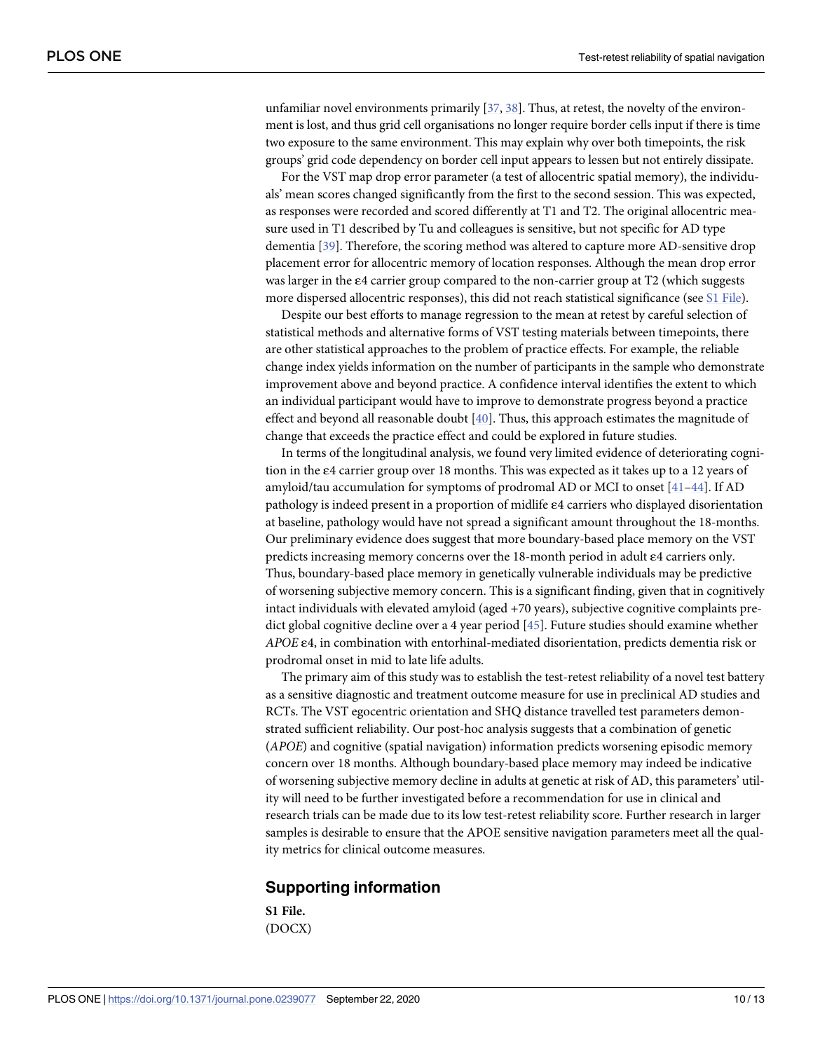unfamiliar novel environments primarily [37, 38]. Thus, at retest, the novelty of the environment is lost, and thus grid cell organisations no longer require border cells input if there is time two exposure to the same environment. This may explain why over both timepoints, the risk groups' grid code dependency on border cell input appears to lessen but not entirely dissipate.

For the VST map drop error parameter (a test of allocentric spatial memory), the individuals' mean scores changed significantly from the first to the second session. This was expected, as responses were recorded and scored differently at T1 and T2. The original allocentric measure used in T1 described by Tu and colleagues is sensitive, but not specific for AD type dementia [39]. Therefore, the scoring method was altered to capture more AD-sensitive drop placement error for allocentric memory of location responses. Although the mean drop error was larger in the ε4 carrier group compared to the non-carrier group at T2 (which suggests more dispersed allocentric responses), this did not reach statistical significance (see S1 File).

Despite our best efforts to manage regression to the mean at retest by careful selection of statistical methods and alternative forms of VST testing materials between timepoints, there are other statistical approaches to the problem of practice effects. For example, the reliable change index yields information on the number of participants in the sample who demonstrate improvement above and beyond practice. A confidence interval identifies the extent to which an individual participant would have to improve to demonstrate progress beyond a practice effect and beyond all reasonable doubt [40]. Thus, this approach estimates the magnitude of change that exceeds the practice effect and could be explored in future studies.

In terms of the longitudinal analysis, we found very limited evidence of deteriorating cognition in the ε4 carrier group over 18 months. This was expected as it takes up to a 12 years of amyloid/tau accumulation for symptoms of prodromal AD or MCI to onset [41–44]. If AD pathology is indeed present in a proportion of midlife ε4 carriers who displayed disorientation at baseline, pathology would have not spread a significant amount throughout the 18-months. Our preliminary evidence does suggest that more boundary-based place memory on the VST predicts increasing memory concerns over the 18-month period in adult ε4 carriers only. Thus, boundary-based place memory in genetically vulnerable individuals may be predictive of worsening subjective memory concern. This is a significant finding, given that in cognitively intact individuals with elevated amyloid (aged +70 years), subjective cognitive complaints predict global cognitive decline over a 4 year period [45]. Future studies should examine whether *APOE* ε4, in combination with entorhinal-mediated disorientation, predicts dementia risk or prodromal onset in mid to late life adults.

The primary aim of this study was to establish the test-retest reliability of a novel test battery as a sensitive diagnostic and treatment outcome measure for use in preclinical AD studies and RCTs. The VST egocentric orientation and SHQ distance travelled test parameters demonstrated sufficient reliability. Our post-hoc analysis suggests that a combination of genetic (*APOE*) and cognitive (spatial navigation) information predicts worsening episodic memory concern over 18 months. Although boundary-based place memory may indeed be indicative of worsening subjective memory decline in adults at genetic at risk of AD, this parameters' utility will need to be further investigated before a recommendation for use in clinical and research trials can be made due to its low test-retest reliability score. Further research in larger samples is desirable to ensure that the APOE sensitive navigation parameters meet all the quality metrics for clinical outcome measures.

## Supporting information

**S1 File.**
(DOCX)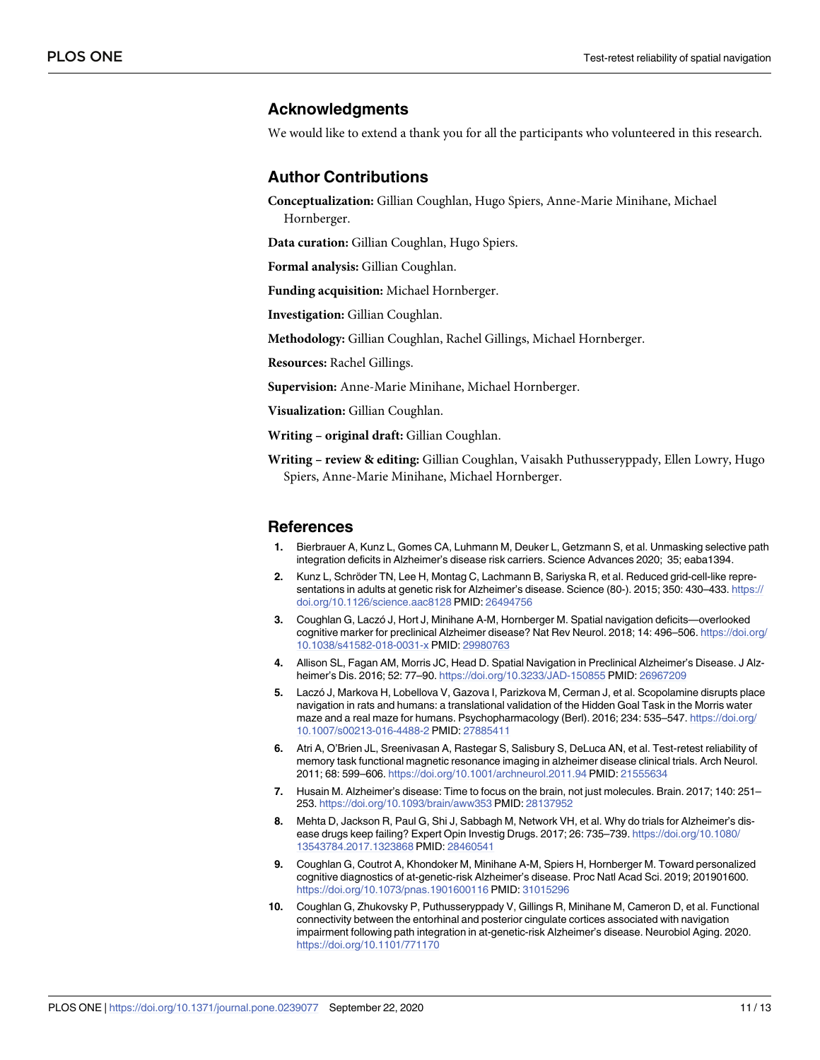## Acknowledgments

We would like to extend a thank you for all the participants who volunteered in this research.

## Author Contributions

**Conceptualization:** Gillian Coughlan, Hugo Spiers, Anne-Marie Minihane, Michael Hornberger.

**Data curation:** Gillian Coughlan, Hugo Spiers.

**Formal analysis:** Gillian Coughlan.

**Funding acquisition:** Michael Hornberger.

**Investigation:** Gillian Coughlan.

**Methodology:** Gillian Coughlan, Rachel Gillings, Michael Hornberger.

**Resources:** Rachel Gillings.

**Supervision:** Anne-Marie Minihane, Michael Hornberger.

**Visualization:** Gillian Coughlan.

**Writing – original draft:** Gillian Coughlan.

**Writing – review & editing:** Gillian Coughlan, Vaisakh Puthusseryppady, Ellen Lowry, Hugo Spiers, Anne-Marie Minihane, Michael Hornberger.

## References

1. Bierbrauer A, Kunz L, Gomes CA, Luhmann M, Deuker L, Getzmann S, et al. Unmasking selective path integration deficits in Alzheimer's disease risk carriers. Science Advances 2020; 35; eaba1394.
2. Kunz L, Schröder TN, Lee H, Montag C, Lachmann B, Sariyska R, et al. Reduced grid-cell-like representations in adults at genetic risk for Alzheimer's disease. Science (80-). 2015; 350: 430–433. https://doi.org/10.1126/science.aac8128 PMID: 26494756
3. Coughlan G, Laczó J, Hort J, Minihane A-M, Hornberger M. Spatial navigation deficits—overlooked cognitive marker for preclinical Alzheimer disease? Nat Rev Neurol. 2018; 14: 496–506. https://doi.org/10.1038/s41582-018-0031-x PMID: 29980763
4. Allison SL, Fagan AM, Morris JC, Head D. Spatial Navigation in Preclinical Alzheimer's Disease. J Alzheimer's Dis. 2016; 52: 77–90. https://doi.org/10.3233/JAD-150855 PMID: 26967209
5. Laczó J, Markova H, Lobellova V, Gazova I, Parizkova M, Cerman J, et al. Scopolamine disrupts place navigation in rats and humans: a translational validation of the Hidden Goal Task in the Morris water maze and a real maze for humans. Psychopharmacology (Berl). 2016; 234: 535–547. https://doi.org/10.1007/s00213-016-4488-2 PMID: 27885411
6. Atri A, O'Brien JL, Sreenivasan A, Rastegar S, Salisbury S, DeLuca AN, et al. Test-retest reliability of memory task functional magnetic resonance imaging in alzheimer disease clinical trials. Arch Neurol. 2011; 68: 599–606. https://doi.org/10.1001/archneurol.2011.94 PMID: 21555634
7. Husain M. Alzheimer's disease: Time to focus on the brain, not just molecules. Brain. 2017; 140: 251–253. https://doi.org/10.1093/brain/aww353 PMID: 28137952
8. Mehta D, Jackson R, Paul G, Shi J, Sabbagh M, Network VH, et al. Why do trials for Alzheimer's disease drugs keep failing? Expert Opin Investig Drugs. 2017; 26: 735–739. https://doi.org/10.1080/13543784.2017.1323868 PMID: 28460541
9. Coughlan G, Coutrot A, Khondoker M, Minihane A-M, Spiers H, Hornberger M. Toward personalized cognitive diagnostics of at-genetic-risk Alzheimer's disease. Proc Natl Acad Sci. 2019; 201901600. https://doi.org/10.1073/pnas.1901600116 PMID: 31015296
10. Coughlan G, Zhukovsky P, Puthusseryppady V, Gillings R, Minihane M, Cameron D, et al. Functional connectivity between the entorhinal and posterior cingulate cortices associated with navigation impairment following path integration in at-genetic-risk Alzheimer's disease. Neurobiol Aging. 2020. https://doi.org/10.1101/771170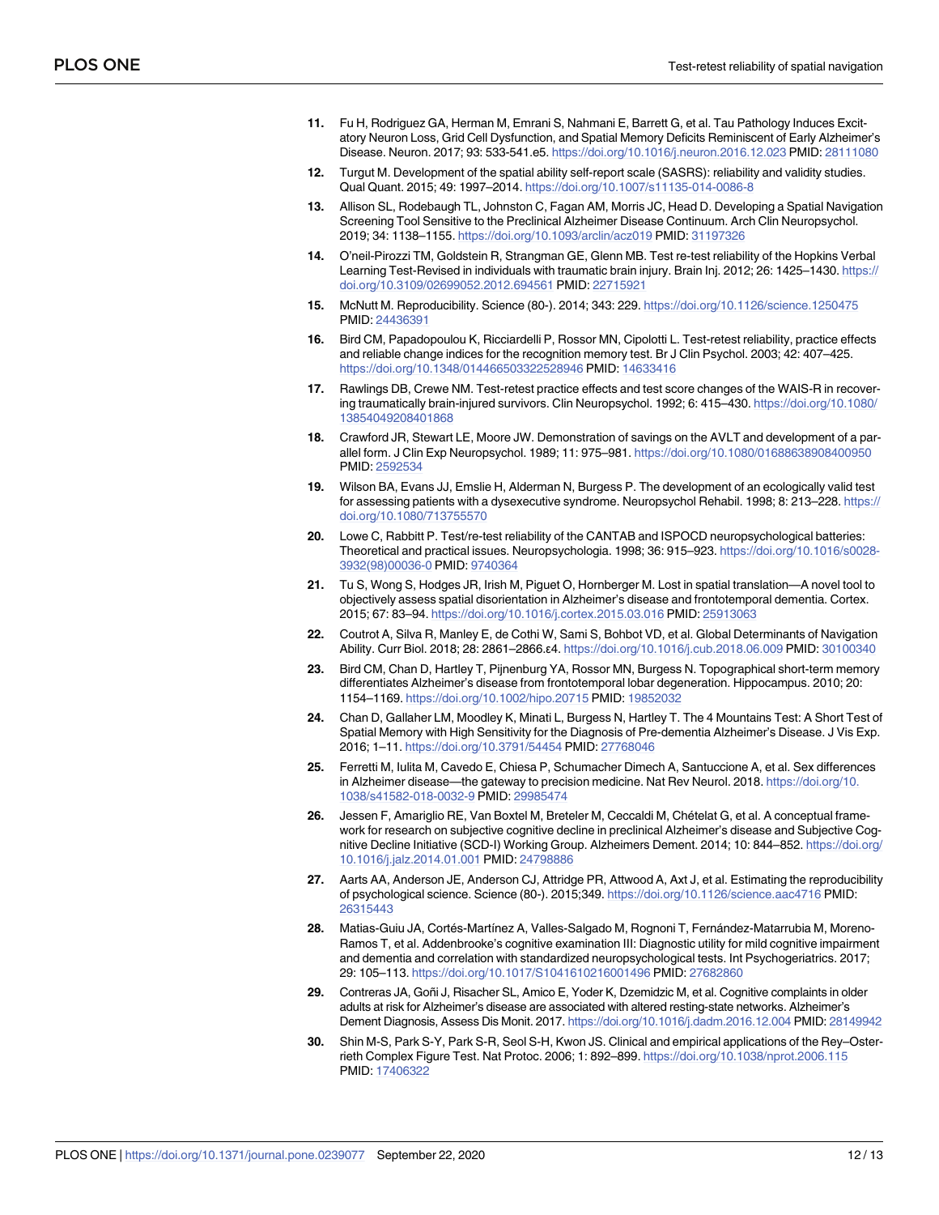11. Fu H, Rodriguez GA, Herman M, Emrani S, Nahmani E, Barrett G, et al. Tau Pathology Induces Excitatory Neuron Loss, Grid Cell Dysfunction, and Spatial Memory Deficits Reminiscent of Early Alzheimer's Disease. Neuron. 2017; 93: 533-541.e5. https://doi.org/10.1016/j.neuron.2016.12.023 PMID: 28111080

12. Turgut M. Development of the spatial ability self-report scale (SASRS): reliability and validity studies. Qual Quant. 2015; 49: 1997–2014. https://doi.org/10.1007/s11135-014-0086-8

13. Allison SL, Rodebaugh TL, Johnston C, Fagan AM, Morris JC, Head D. Developing a Spatial Navigation Screening Tool Sensitive to the Preclinical Alzheimer Disease Continuum. Arch Clin Neuropsychol. 2019; 34: 1138–1155. https://doi.org/10.1093/arclin/acz019 PMID: 31197326

14. O'neil-Pirozzi TM, Goldstein R, Strangman GE, Glenn MB. Test re-test reliability of the Hopkins Verbal Learning Test-Revised in individuals with traumatic brain injury. Brain Inj. 2012; 26: 1425–1430. https://doi.org/10.3109/02699052.2012.694561 PMID: 22715921

15. McNutt M. Reproducibility. Science (80-). 2014; 343: 229. https://doi.org/10.1126/science.1250475 PMID: 24436391

16. Bird CM, Papadopoulou K, Ricciardelli P, Rossor MN, Cipolotti L. Test-retest reliability, practice effects and reliable change indices for the recognition memory test. Br J Clin Psychol. 2003; 42: 407–425. https://doi.org/10.1348/014466503322528946 PMID: 14633416

17. Rawlings DB, Crewe NM. Test-retest practice effects and test score changes of the WAIS-R in recovering traumatically brain-injured survivors. Clin Neuropsychol. 1992; 6: 415–430. https://doi.org/10.1080/13854049208401868

18. Crawford JR, Stewart LE, Moore JW. Demonstration of savings on the AVLT and development of a parallel form. J Clin Exp Neuropsychol. 1989; 11: 975–981. https://doi.org/10.1080/01688638908400950 PMID: 2592534

19. Wilson BA, Evans JJ, Emslie H, Alderman N, Burgess P. The development of an ecologically valid test for assessing patients with a dysexecutive syndrome. Neuropsychol Rehabil. 1998; 8: 213–228. https://doi.org/10.1080/713755570

20. Lowe C, Rabbitt P. Test/re-test reliability of the CANTAB and ISPOCD neuropsychological batteries: Theoretical and practical issues. Neuropsychologia. 1998; 36: 915–923. https://doi.org/10.1016/s0028-3932(98)00036-0 PMID: 9740364

21. Tu S, Wong S, Hodges JR, Irish M, Piguet O, Hornberger M. Lost in spatial translation—A novel tool to objectively assess spatial disorientation in Alzheimer's disease and frontotemporal dementia. Cortex. 2015; 67: 83–94. https://doi.org/10.1016/j.cortex.2015.03.016 PMID: 25913063

22. Coutrot A, Silva R, Manley E, de Cothi W, Sami S, Bohbot VD, et al. Global Determinants of Navigation Ability. Curr Biol. 2018; 28: 2861–2866.e4. https://doi.org/10.1016/j.cub.2018.06.009 PMID: 30100340

23. Bird CM, Chan D, Hartley T, Pijnenburg YA, Rossor MN, Burgess N. Topographical short-term memory differentiates Alzheimer's disease from frontotemporal lobar degeneration. Hippocampus. 2010; 20: 1154–1169. https://doi.org/10.1002/hipo.20715 PMID: 19852032

24. Chan D, Gallaher LM, Moodley K, Minati L, Burgess N, Hartley T. The 4 Mountains Test: A Short Test of Spatial Memory with High Sensitivity for the Diagnosis of Pre-dementia Alzheimer's Disease. J Vis Exp. 2016; 1–11. https://doi.org/10.3791/54454 PMID: 27768046

25. Ferretti M, Iulita M, Cavedo E, Chiesa P, Schumacher Dimech A, Santuccione A, et al. Sex differences in Alzheimer disease—the gateway to precision medicine. Nat Rev Neurol. 2018. https://doi.org/10.1038/s41582-018-0032-9 PMID: 29985474

26. Jessen F, Amariglio RE, Van Boxtel M, Breteler M, Ceccaldi M, Chételat G, et al. A conceptual framework for research on subjective cognitive decline in preclinical Alzheimer's disease and Subjective Cognitive Decline Initiative (SCD-I) Working Group. Alzheimers Dement. 2014; 10: 844–852. https://doi.org/10.1016/j.jalz.2014.01.001 PMID: 24798886

27. Aarts AA, Anderson JE, Anderson CJ, Attridge PR, Attwood A, Axt J, et al. Estimating the reproducibility of psychological science. Science (80-). 2015;349. https://doi.org/10.1126/science.aac4716 PMID: 26315443

28. Matias-Guiu JA, Cortés-Martínez A, Valles-Salgado M, Rognoni T, Fernández-Matarrubia M, Moreno-Ramos T, et al. Addenbrooke's cognitive examination III: Diagnostic utility for mild cognitive impairment and dementia and correlation with standardized neuropsychological tests. Int Psychogeriatrics. 2017; 29: 105–113. https://doi.org/10.1017/S1041610216001496 PMID: 27682860

29. Contreras JA, Goñi J, Risacher SL, Amico E, Yoder K, Dzemidzic M, et al. Cognitive complaints in older adults at risk for Alzheimer's disease are associated with altered resting-state networks. Alzheimer's Dement Diagnosis, Assess Dis Monit. 2017. https://doi.org/10.1016/j.dadm.2016.12.004 PMID: 28149942

30. Shin M-S, Park S-Y, Park S-R, Seol S-H, Kwon JS. Clinical and empirical applications of the Rey–Osterrieth Complex Figure Test. Nat Protoc. 2006; 1: 892–899. https://doi.org/10.1038/nprot.2006.115 PMID: 17406322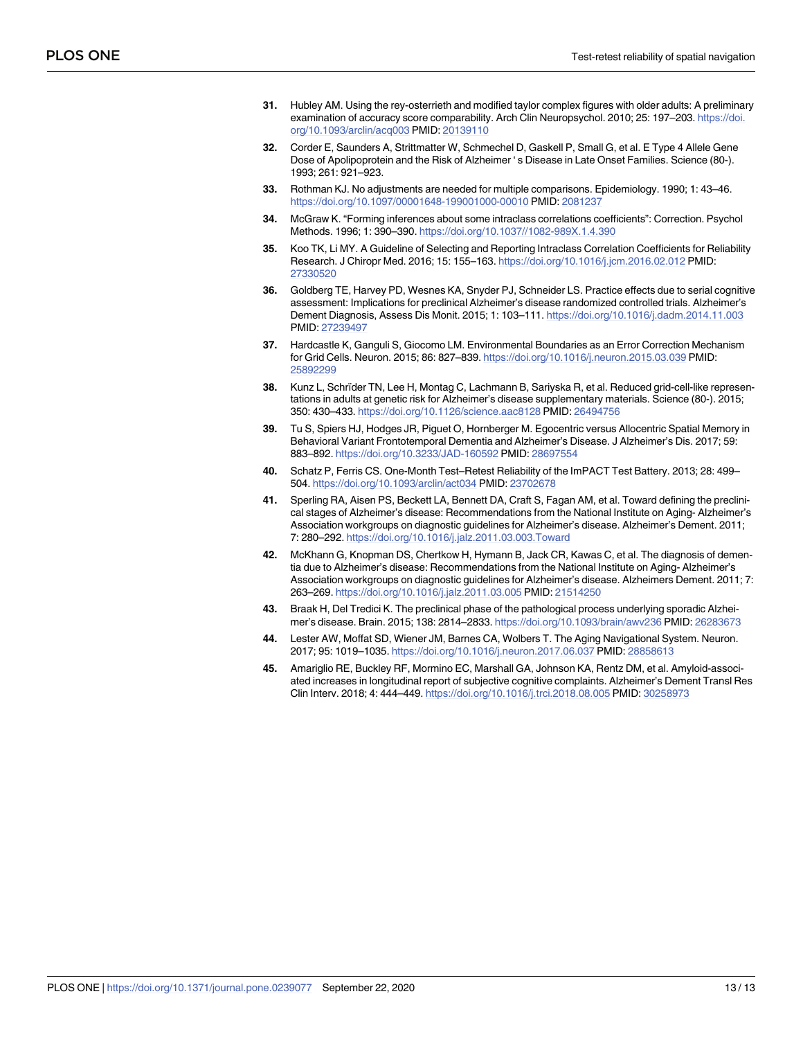31. Hubley AM. Using the rey-osterrieth and modified taylor complex figures with older adults: A preliminary examination of accuracy score comparability. Arch Clin Neuropsychol. 2010; 25: 197–203. https://doi.org/10.1093/arclin/acq003 PMID: 20139110

32. Corder E, Saunders A, Strittmatter W, Schmechel D, Gaskell P, Small G, et al. E Type 4 Allele Gene Dose of Apolipoprotein and the Risk of Alzheimer ' s Disease in Late Onset Families. Science (80-). 1993; 261: 921–923.

33. Rothman KJ. No adjustments are needed for multiple comparisons. Epidemiology. 1990; 1: 43–46. https://doi.org/10.1097/00001648-199001000-00010 PMID: 2081237

34. McGraw K. "Forming inferences about some intraclass correlations coefficients": Correction. Psychol Methods. 1996; 1: 390–390. https://doi.org/10.1037//1082-989X.1.4.390

35. Koo TK, Li MY. A Guideline of Selecting and Reporting Intraclass Correlation Coefficients for Reliability Research. J Chiropr Med. 2016; 15: 155–163. https://doi.org/10.1016/j.jcm.2016.02.012 PMID: 27330520

36. Goldberg TE, Harvey PD, Wesnes KA, Snyder PJ, Schneider LS. Practice effects due to serial cognitive assessment: Implications for preclinical Alzheimer's disease randomized controlled trials. Alzheimer's Dement Diagnosis, Assess Dis Monit. 2015; 1: 103–111. https://doi.org/10.1016/j.dadm.2014.11.003 PMID: 27239497

37. Hardcastle K, Ganguli S, Giocomo LM. Environmental Boundaries as an Error Correction Mechanism for Grid Cells. Neuron. 2015; 86: 827–839. https://doi.org/10.1016/j.neuron.2015.03.039 PMID: 25892299

38. Kunz L, Schrïder TN, Lee H, Montag C, Lachmann B, Sariyska R, et al. Reduced grid-cell-like representations in adults at genetic risk for Alzheimer's disease supplementary materials. Science (80-). 2015; 350: 430–433. https://doi.org/10.1126/science.aac8128 PMID: 26494756

39. Tu S, Spiers HJ, Hodges JR, Piguet O, Hornberger M. Egocentric versus Allocentric Spatial Memory in Behavioral Variant Frontotemporal Dementia and Alzheimer's Disease. J Alzheimer's Dis. 2017; 59: 883–892. https://doi.org/10.3233/JAD-160592 PMID: 28697554

40. Schatz P, Ferris CS. One-Month Test–Retest Reliability of the ImPACT Test Battery. 2013; 28: 499–504. https://doi.org/10.1093/arclin/act034 PMID: 23702678

41. Sperling RA, Aisen PS, Beckett LA, Bennett DA, Craft S, Fagan AM, et al. Toward defining the preclinical stages of Alzheimer's disease: Recommendations from the National Institute on Aging- Alzheimer's Association workgroups on diagnostic guidelines for Alzheimer's disease. Alzheimer's Dement. 2011; 7: 280–292. https://doi.org/10.1016/j.jalz.2011.03.003.Toward

42. McKhann G, Knopman DS, Chertkow H, Hymann B, Jack CR, Kawas C, et al. The diagnosis of dementia due to Alzheimer's disease: Recommendations from the National Institute on Aging- Alzheimer's Association workgroups on diagnostic guidelines for Alzheimer's disease. Alzheimers Dement. 2011; 7: 263–269. https://doi.org/10.1016/j.jalz.2011.03.005 PMID: 21514250

43. Braak H, Del Tredici K. The preclinical phase of the pathological process underlying sporadic Alzheimer's disease. Brain. 2015; 138: 2814–2833. https://doi.org/10.1093/brain/awv236 PMID: 26283673

44. Lester AW, Moffat SD, Wiener JM, Barnes CA, Wolbers T. The Aging Navigational System. Neuron. 2017; 95: 1019–1035. https://doi.org/10.1016/j.neuron.2017.06.037 PMID: 28858613

45. Amariglio RE, Buckley RF, Mormino EC, Marshall GA, Johnson KA, Rentz DM, et al. Amyloid-associated increases in longitudinal report of subjective cognitive complaints. Alzheimer's Dement Transl Res Clin Interv. 2018; 4: 444–449. https://doi.org/10.1016/j.trci.2018.08.005 PMID: 30258973